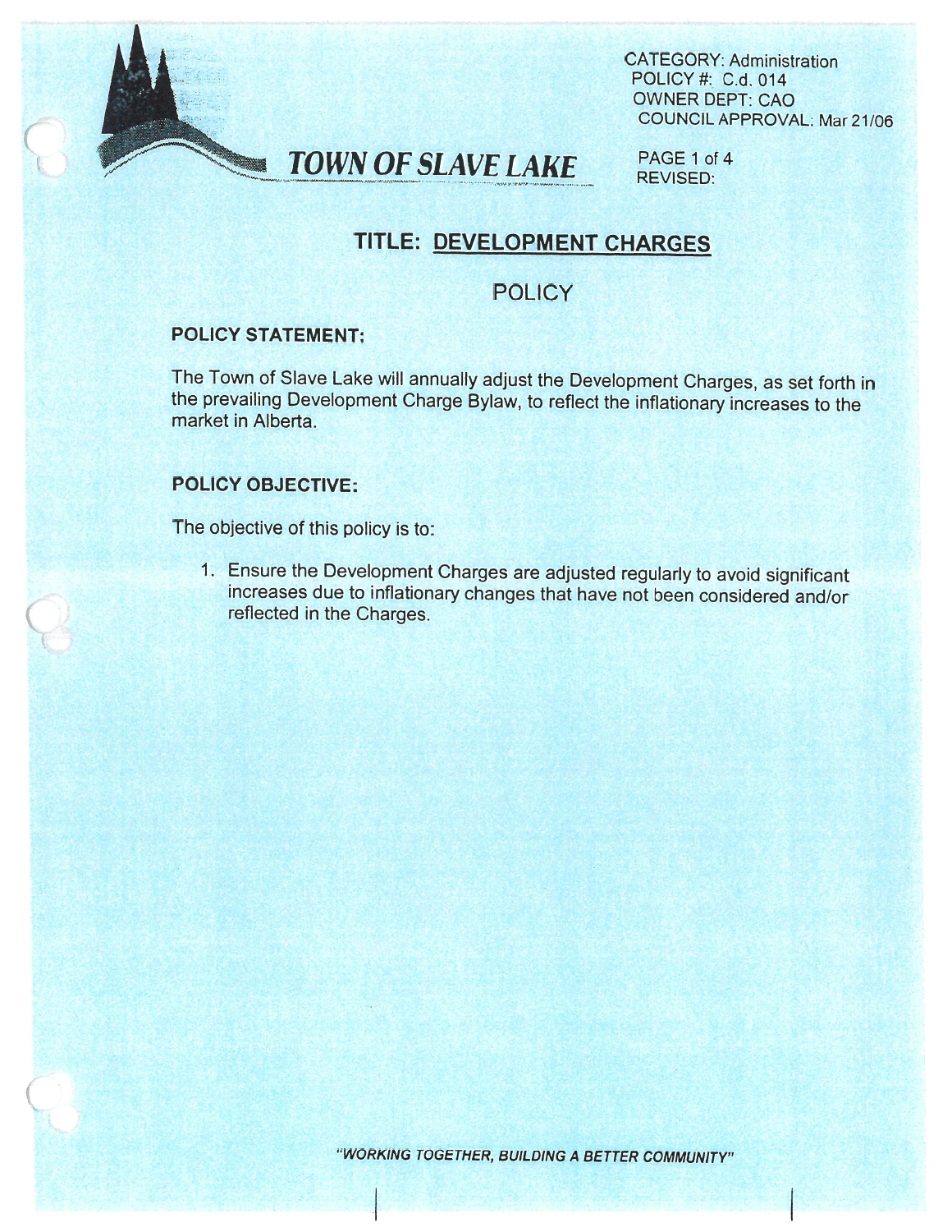CATEGORY: Administration
POLICY #: C.d. 014
OWNER DEPT: CAO
COUNCIL APPROVAL: Mar 21/06

# TOWN OF SLAVE LAKE

REVISED:

## TITLE: DEVELOPMENT CHARGES

## POLICY

### POLICY STATEMENT:

The Town of Slave Lake will annually adjust the Development Charges, as set forth in the prevailing Development Charge Bylaw, to reflect the inflationary increases to the market in Alberta.

### POLICY OBJECTIVE:

The objective of this policy is to:

1. Ensure the Development Charges are adjusted regularly to avoid significant increases due to inflationary changes that have not been considered and/or reflected in the Charges.

*"WORKING TOGETHER, BUILDING A BETTER COMMUNITY"*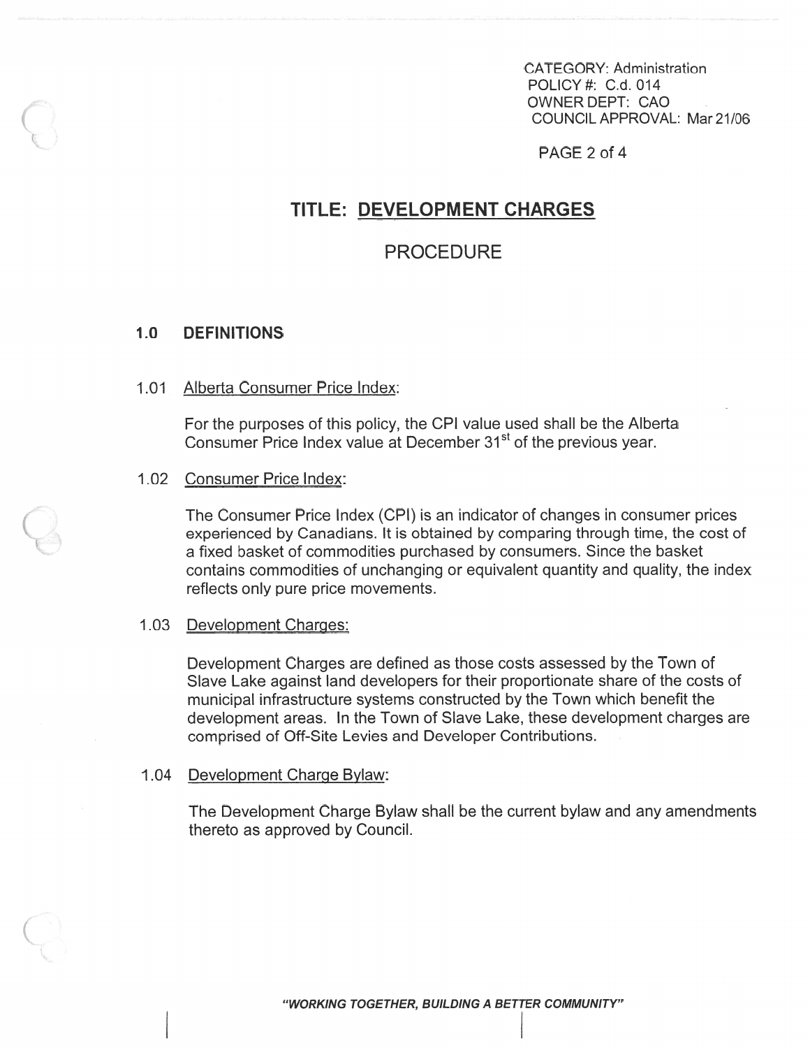CATEGORY: Administration
POLICY #: C.d. 014
OWNER DEPT: CAO
COUNCIL APPROVAL: Mar 21/06

# TITLE: DEVELOPMENT CHARGES

## PROCEDURE

### 1.0 DEFINITIONS

1.01 Alberta Consumer Price Index:

For the purposes of this policy, the CPI value used shall be the Alberta Consumer Price Index value at December 31st of the previous year.

1.02 Consumer Price Index:

The Consumer Price Index (CPI) is an indicator of changes in consumer prices experienced by Canadians. It is obtained by comparing through time, the cost of a fixed basket of commodities purchased by consumers. Since the basket contains commodities of unchanging or equivalent quantity and quality, the index reflects only pure price movements.

1.03 Development Charges:

Development Charges are defined as those costs assessed by the Town of Slave Lake against land developers for their proportionate share of the costs of municipal infrastructure systems constructed by the Town which benefit the development areas. In the Town of Slave Lake, these development charges are comprised of Off-Site Levies and Developer Contributions.

1.04 Development Charge Bylaw:

The Development Charge Bylaw shall be the current bylaw and any amendments thereto as approved by Council.

*"WORKING TOGETHER, BUILDING A BETTER COMMUNITY"*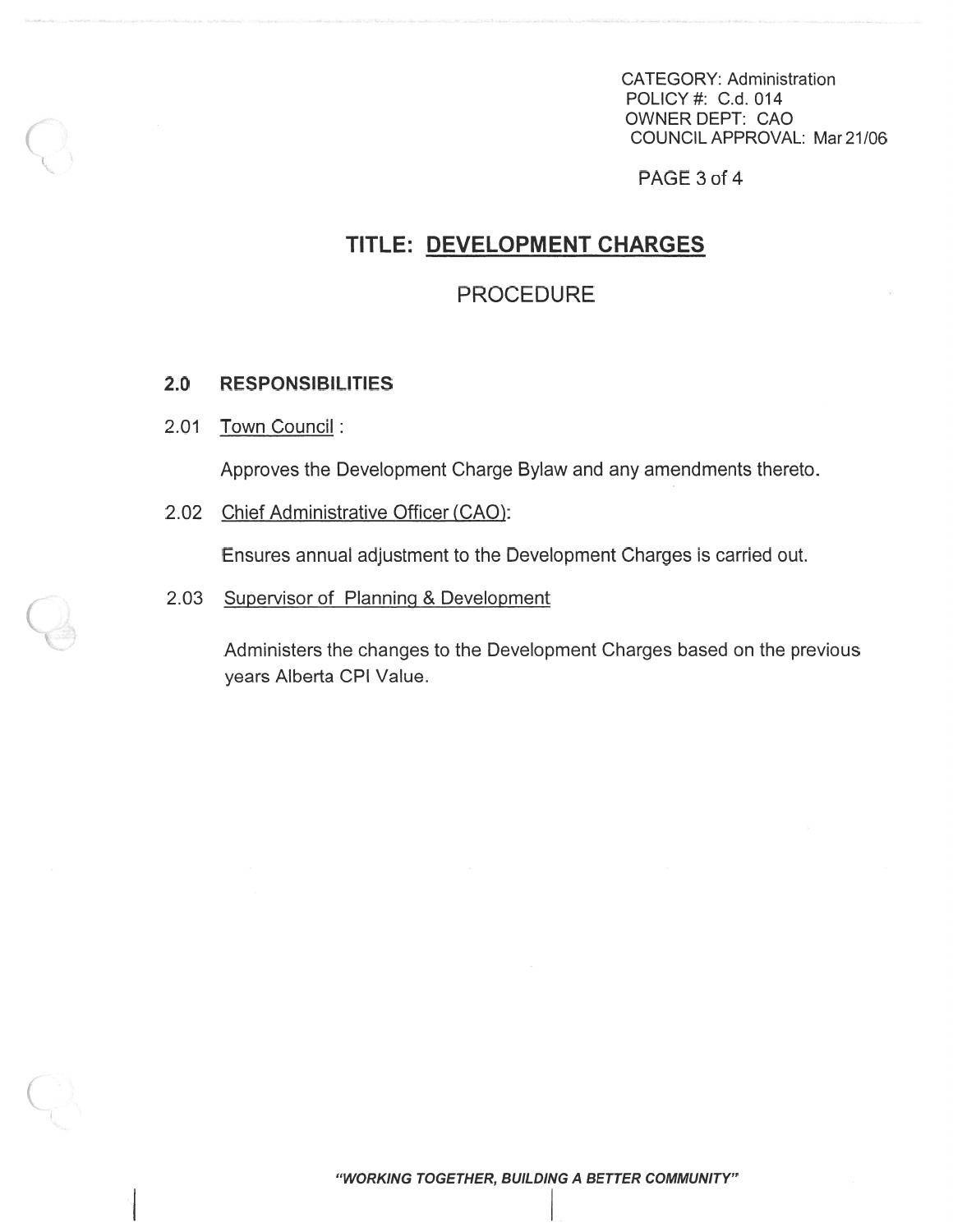CATEGORY: Administration
POLICY #: C.d. 014
OWNER DEPT: CAO
COUNCIL APPROVAL: Mar 21/06

# TITLE: DEVELOPMENT CHARGES

## PROCEDURE

### 2.0 RESPONSIBILITIES

2.01 Town Council :

Approves the Development Charge Bylaw and any amendments thereto.

2.02 Chief Administrative Officer (CAO):

Ensures annual adjustment to the Development Charges is carried out.

2.03 Supervisor of Planning & Development

Administers the changes to the Development Charges based on the previous years Alberta CPI Value.

*"WORKING TOGETHER, BUILDING A BETTER COMMUNITY"*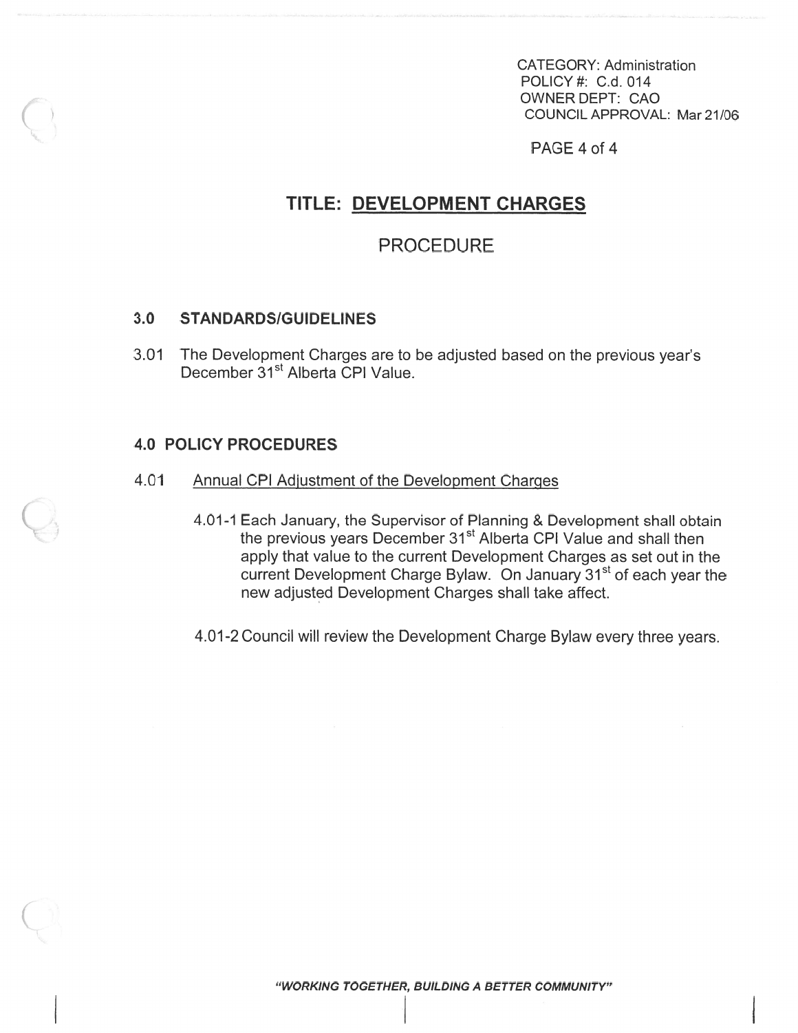CATEGORY: Administration
POLICY #: C.d. 014
OWNER DEPT: CAO
COUNCIL APPROVAL: Mar 21/06

# TITLE: DEVELOPMENT CHARGES

## PROCEDURE

### 3.0 STANDARDS/GUIDELINES

3.01 The Development Charges are to be adjusted based on the previous year's December 31st Alberta CPI Value.

### 4.0 POLICY PROCEDURES

4.01 Annual CPI Adjustment of the Development Charges

4.01-1 Each January, the Supervisor of Planning & Development shall obtain the previous years December 31st Alberta CPI Value and shall then apply that value to the current Development Charges as set out in the current Development Charge Bylaw. On January 31st of each year the new adjusted Development Charges shall take affect.

4.01-2 Council will review the Development Charge Bylaw every three years.

*"WORKING TOGETHER, BUILDING A BETTER COMMUNITY"*